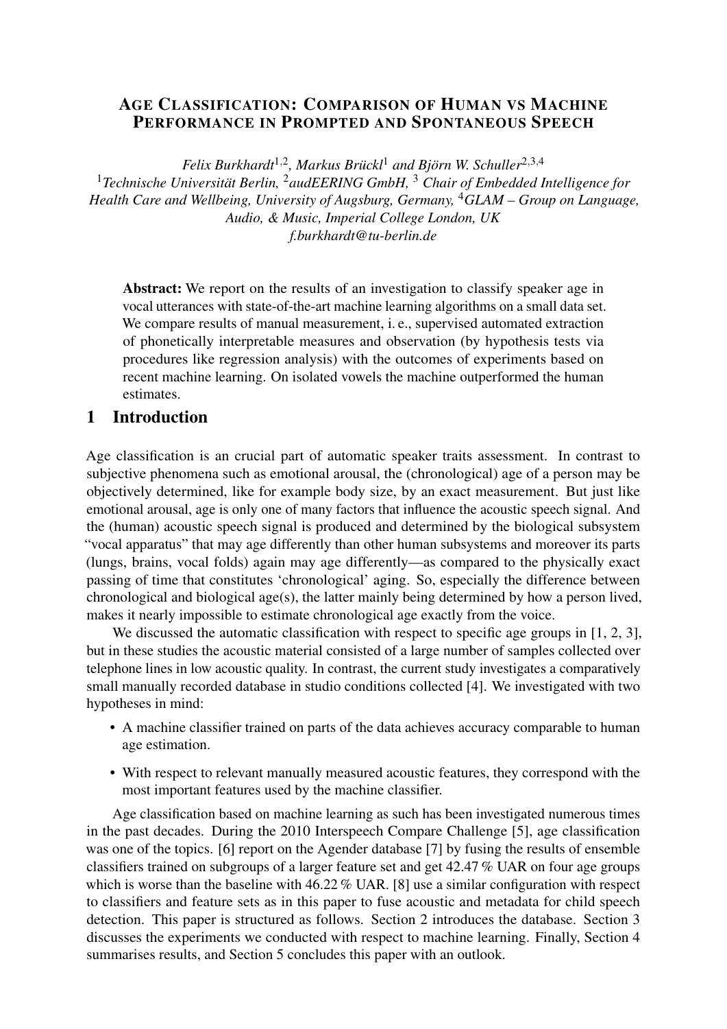# Age Classification: Comparison of Human vs Machine Performance in Prompted and Spontaneous Speech

*Felix Burkhardt*[1,2], *Markus Brückl*[1] *and Björn W. Schuller*[2,3,4]

[1]*Technische Universität Berlin,* [2]*audEERING GmbH,* [3] *Chair of Embedded Intelligence for Health Care and Wellbeing, University of Augsburg, Germany,* [4]*GLAM – Group on Language, Audio, & Music, Imperial College London, UK*

*f.burkhardt@tu-berlin.de*

**Abstract:** We report on the results of an investigation to classify speaker age in vocal utterances with state-of-the-art machine learning algorithms on a small data set. We compare results of manual measurement, i. e., supervised automated extraction of phonetically interpretable measures and observation (by hypothesis tests via procedures like regression analysis) with the outcomes of experiments based on recent machine learning. On isolated vowels the machine outperformed the human estimates.

## 1 Introduction

Age classification is an crucial part of automatic speaker traits assessment. In contrast to subjective phenomena such as emotional arousal, the (chronological) age of a person may be objectively determined, like for example body size, by an exact measurement. But just like emotional arousal, age is only one of many factors that influence the acoustic speech signal. And the (human) acoustic speech signal is produced and determined by the biological subsystem "vocal apparatus" that may age differently than other human subsystems and moreover its parts (lungs, brains, vocal folds) again may age differently—as compared to the physically exact passing of time that constitutes 'chronological' aging. So, especially the difference between chronological and biological age(s), the latter mainly being determined by how a person lived, makes it nearly impossible to estimate chronological age exactly from the voice.

We discussed the automatic classification with respect to specific age groups in [1, 2, 3], but in these studies the acoustic material consisted of a large number of samples collected over telephone lines in low acoustic quality. In contrast, the current study investigates a comparatively small manually recorded database in studio conditions collected [4]. We investigated with two hypotheses in mind:

- A machine classifier trained on parts of the data achieves accuracy comparable to human age estimation.
- With respect to relevant manually measured acoustic features, they correspond with the most important features used by the machine classifier.

Age classification based on machine learning as such has been investigated numerous times in the past decades. During the 2010 Interspeech Compare Challenge [5], age classification was one of the topics. [6] report on the Agender database [7] by fusing the results of ensemble classifiers trained on subgroups of a larger feature set and get 42.47 % UAR on four age groups which is worse than the baseline with 46.22 % UAR. [8] use a similar configuration with respect to classifiers and feature sets as in this paper to fuse acoustic and metadata for child speech detection. This paper is structured as follows. Section 2 introduces the database. Section 3 discusses the experiments we conducted with respect to machine learning. Finally, Section 4 summarises results, and Section 5 concludes this paper with an outlook.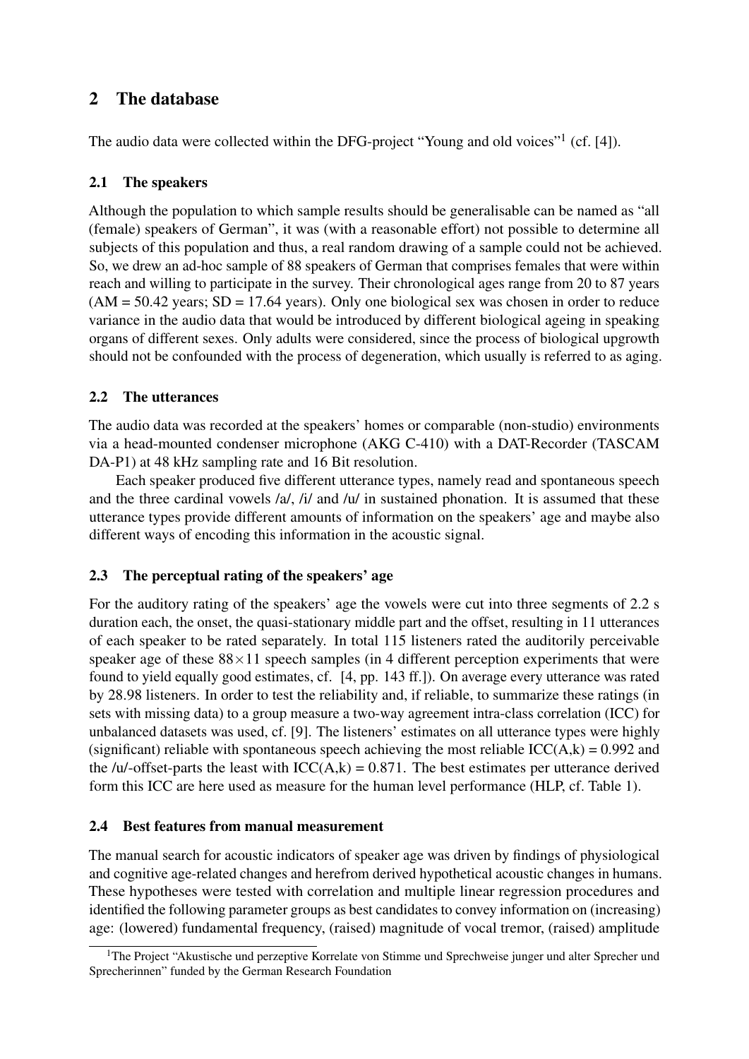## 2 The database

The audio data were collected within the DFG-project "Young and old voices"[1] (cf. [4]).

### 2.1 The speakers

Although the population to which sample results should be generalisable can be named as "all (female) speakers of German", it was (with a reasonable effort) not possible to determine all subjects of this population and thus, a real random drawing of a sample could not be achieved. So, we drew an ad-hoc sample of 88 speakers of German that comprises females that were within reach and willing to participate in the survey. Their chronological ages range from 20 to 87 years (AM = 50.42 years; SD = 17.64 years). Only one biological sex was chosen in order to reduce variance in the audio data that would be introduced by different biological ageing in speaking organs of different sexes. Only adults were considered, since the process of biological upgrowth should not be confounded with the process of degeneration, which usually is referred to as aging.

### 2.2 The utterances

The audio data was recorded at the speakers' homes or comparable (non-studio) environments via a head-mounted condenser microphone (AKG C-410) with a DAT-Recorder (TASCAM DA-P1) at 48 kHz sampling rate and 16 Bit resolution.

Each speaker produced five different utterance types, namely read and spontaneous speech and the three cardinal vowels /a/, /i/ and /u/ in sustained phonation. It is assumed that these utterance types provide different amounts of information on the speakers' age and maybe also different ways of encoding this information in the acoustic signal.

### 2.3 The perceptual rating of the speakers' age

For the auditory rating of the speakers' age the vowels were cut into three segments of 2.2 s duration each, the onset, the quasi-stationary middle part and the offset, resulting in 11 utterances of each speaker to be rated separately. In total 115 listeners rated the auditorily perceivable speaker age of these $88 \times 11$ speech samples (in 4 different perception experiments that were found to yield equally good estimates, cf. [4, pp. 143 ff.]). On average every utterance was rated by 28.98 listeners. In order to test the reliability and, if reliable, to summarize these ratings (in sets with missing data) to a group measure a two-way agreement intra-class correlation (ICC) for unbalanced datasets was used, cf. [9]. The listeners' estimates on all utterance types were highly (significant) reliable with spontaneous speech achieving the most reliable ICC(A,k) = 0.992 and the /u/-offset-parts the least with ICC(A,k) = 0.871. The best estimates per utterance derived form this ICC are here used as measure for the human level performance (HLP, cf. Table 1).

### 2.4 Best features from manual measurement

The manual search for acoustic indicators of speaker age was driven by findings of physiological and cognitive age-related changes and herefrom derived hypothetical acoustic changes in humans. These hypotheses were tested with correlation and multiple linear regression procedures and identified the following parameter groups as best candidates to convey information on (increasing) age: (lowered) fundamental frequency, (raised) magnitude of vocal tremor, (raised) amplitude

[1] The Project "Akustische und perzeptive Korrelate von Stimme und Sprechweise junger und alter Sprecher und Sprecherinnen" funded by the German Research Foundation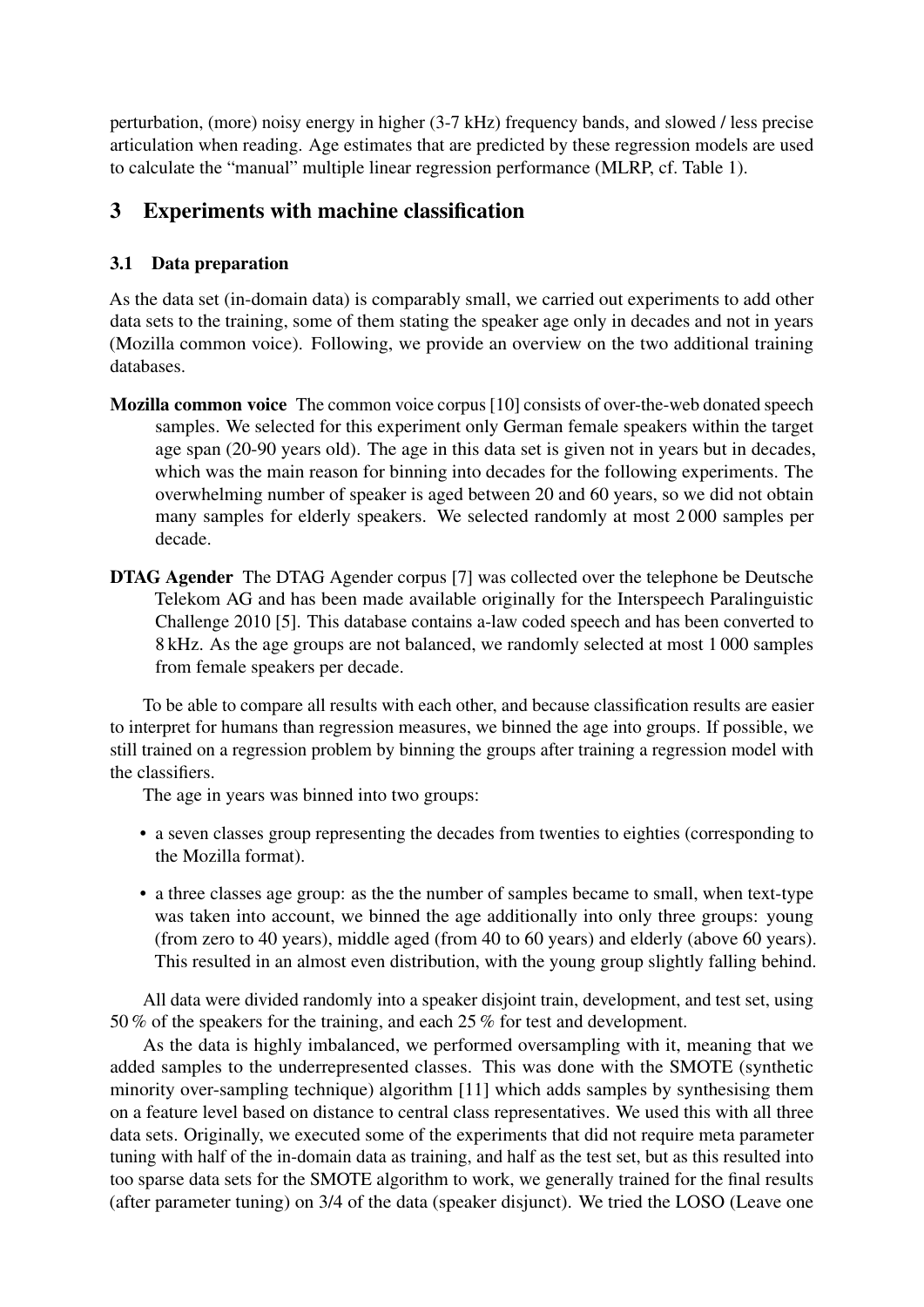perturbation, (more) noisy energy in higher (3-7 kHz) frequency bands, and slowed / less precise articulation when reading. Age estimates that are predicted by these regression models are used to calculate the "manual" multiple linear regression performance (MLRP, cf. Table 1).

## 3 Experiments with machine classification

### 3.1 Data preparation

As the data set (in-domain data) is comparably small, we carried out experiments to add other data sets to the training, some of them stating the speaker age only in decades and not in years (Mozilla common voice). Following, we provide an overview on the two additional training databases.

**Mozilla common voice** The common voice corpus [10] consists of over-the-web donated speech samples. We selected for this experiment only German female speakers within the target age span (20-90 years old). The age in this data set is given not in years but in decades, which was the main reason for binning into decades for the following experiments. The overwhelming number of speaker is aged between 20 and 60 years, so we did not obtain many samples for elderly speakers. We selected randomly at most 2 000 samples per decade.

**DTAG Agender** The DTAG Agender corpus [7] was collected over the telephone be Deutsche Telekom AG and has been made available originally for the Interspeech Paralinguistic Challenge 2010 [5]. This database contains a-law coded speech and has been converted to 8 kHz. As the age groups are not balanced, we randomly selected at most 1 000 samples from female speakers per decade.

To be able to compare all results with each other, and because classification results are easier to interpret for humans than regression measures, we binned the age into groups. If possible, we still trained on a regression problem by binning the groups after training a regression model with the classifiers.

The age in years was binned into two groups:

- a seven classes group representing the decades from twenties to eighties (corresponding to the Mozilla format).
- a three classes age group: as the the number of samples became to small, when text-type was taken into account, we binned the age additionally into only three groups: young (from zero to 40 years), middle aged (from 40 to 60 years) and elderly (above 60 years). This resulted in an almost even distribution, with the young group slightly falling behind.

All data were divided randomly into a speaker disjoint train, development, and test set, using 50 % of the speakers for the training, and each 25 % for test and development.

As the data is highly imbalanced, we performed oversampling with it, meaning that we added samples to the underrepresented classes. This was done with the SMOTE (synthetic minority over-sampling technique) algorithm [11] which adds samples by synthesising them on a feature level based on distance to central class representatives. We used this with all three data sets. Originally, we executed some of the experiments that did not require meta parameter tuning with half of the in-domain data as training, and half as the test set, but as this resulted into too sparse data sets for the SMOTE algorithm to work, we generally trained for the final results (after parameter tuning) on 3/4 of the data (speaker disjunct). We tried the LOSO (Leave one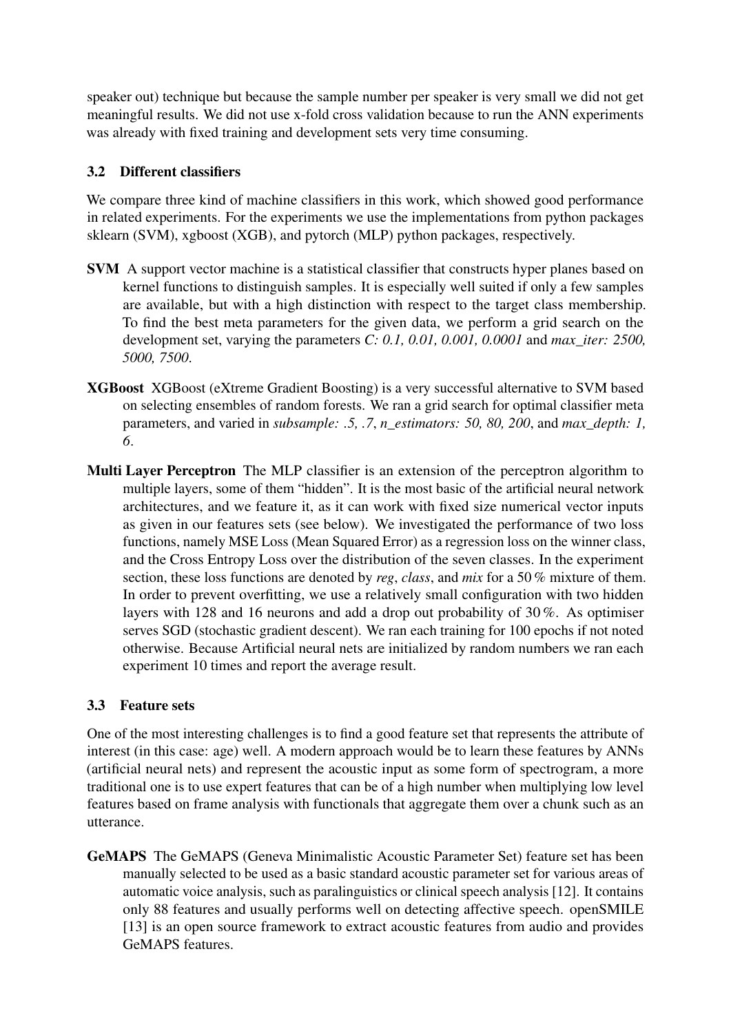speaker out) technique but because the sample number per speaker is very small we did not get meaningful results. We did not use x-fold cross validation because to run the ANN experiments was already with fixed training and development sets very time consuming.

### 3.2 Different classifiers

We compare three kind of machine classifiers in this work, which showed good performance in related experiments. For the experiments we use the implementations from python packages sklearn (SVM), xgboost (XGB), and pytorch (MLP) python packages, respectively.

**SVM** A support vector machine is a statistical classifier that constructs hyper planes based on kernel functions to distinguish samples. It is especially well suited if only a few samples are available, but with a high distinction with respect to the target class membership. To find the best meta parameters for the given data, we perform a grid search on the development set, varying the parameters *C: 0.1, 0.01, 0.001, 0.0001* and *max_iter: 2500, 5000, 7500*.

**XGBoost** XGBoost (eXtreme Gradient Boosting) is a very successful alternative to SVM based on selecting ensembles of random forests. We ran a grid search for optimal classifier meta parameters, and varied in *subsample: .5, .7*, *n_estimators: 50, 80, 200*, and *max_depth: 1, 6*.

**Multi Layer Perceptron** The MLP classifier is an extension of the perceptron algorithm to multiple layers, some of them "hidden". It is the most basic of the artificial neural network architectures, and we feature it, as it can work with fixed size numerical vector inputs as given in our features sets (see below). We investigated the performance of two loss functions, namely MSE Loss (Mean Squared Error) as a regression loss on the winner class, and the Cross Entropy Loss over the distribution of the seven classes. In the experiment section, these loss functions are denoted by *reg*, *class*, and *mix* for a 50 % mixture of them. In order to prevent overfitting, we use a relatively small configuration with two hidden layers with 128 and 16 neurons and add a drop out probability of 30 %. As optimiser serves SGD (stochastic gradient descent). We ran each training for 100 epochs if not noted otherwise. Because Artificial neural nets are initialized by random numbers we ran each experiment 10 times and report the average result.

### 3.3 Feature sets

One of the most interesting challenges is to find a good feature set that represents the attribute of interest (in this case: age) well. A modern approach would be to learn these features by ANNs (artificial neural nets) and represent the acoustic input as some form of spectrogram, a more traditional one is to use expert features that can be of a high number when multiplying low level features based on frame analysis with functionals that aggregate them over a chunk such as an utterance.

**GeMAPS** The GeMAPS (Geneva Minimalistic Acoustic Parameter Set) feature set has been manually selected to be used as a basic standard acoustic parameter set for various areas of automatic voice analysis, such as paralinguistics or clinical speech analysis [12]. It contains only 88 features and usually performs well on detecting affective speech. openSMILE [13] is an open source framework to extract acoustic features from audio and provides GeMAPS features.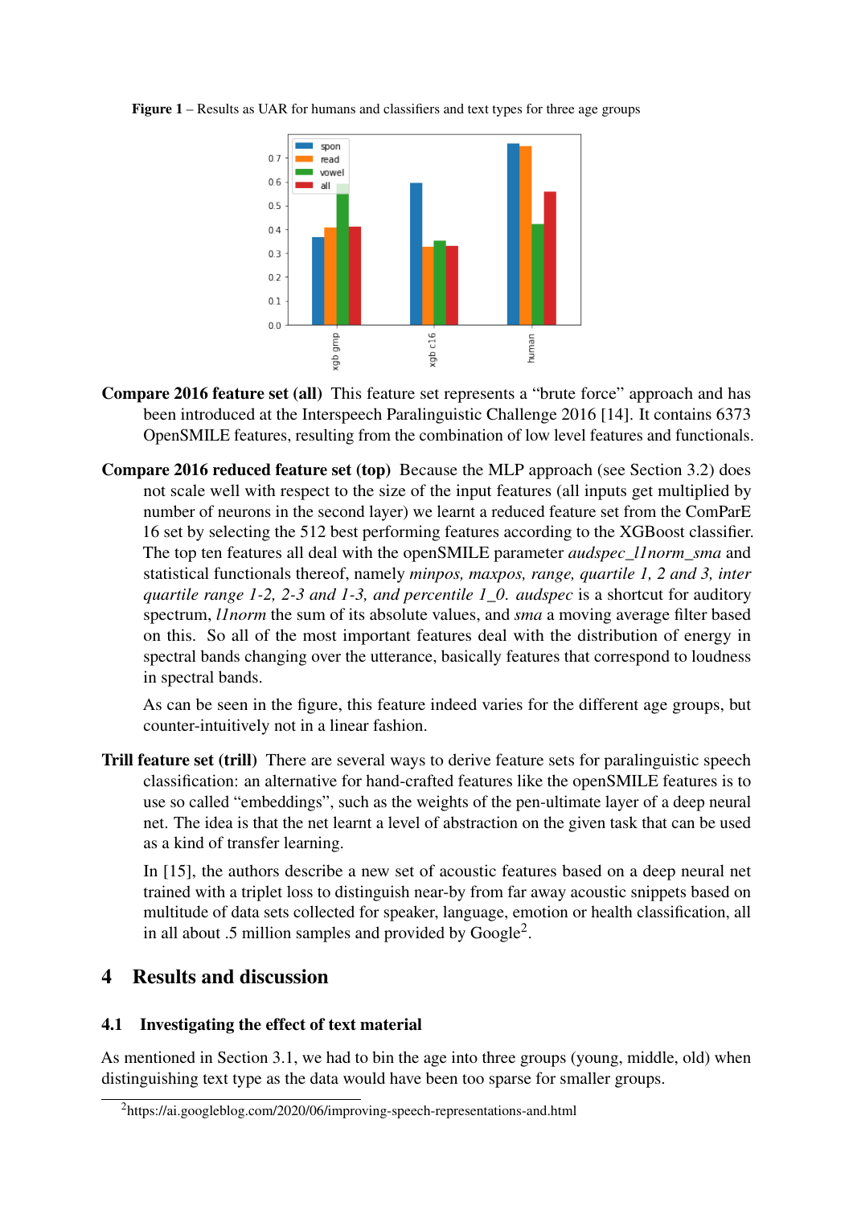**Figure 1** – Results as UAR for humans and classifiers and text types for three age groups

**Compare 2016 feature set (all)** This feature set represents a "brute force" approach and has been introduced at the Interspeech Paralinguistic Challenge 2016 [14]. It contains 6373 OpenSMILE features, resulting from the combination of low level features and functionals.

**Compare 2016 reduced feature set (top)** Because the MLP approach (see Section 3.2) does not scale well with respect to the size of the input features (all inputs get multiplied by number of neurons in the second layer) we learnt a reduced feature set from the ComParE 16 set by selecting the 512 best performing features according to the XGBoost classifier. The top ten features all deal with the openSMILE parameter *audspec_l1norm_sma* and statistical functionals thereof, namely *minpos, maxpos, range, quartile 1, 2 and 3, inter quartile range 1-2, 2-3 and 1-3, and percentile 1_0. audspec* is a shortcut for auditory spectrum, *l1norm* the sum of its absolute values, and *sma* a moving average filter based on this. So all of the most important features deal with the distribution of energy in spectral bands changing over the utterance, basically features that correspond to loudness in spectral bands.

As can be seen in the figure, this feature indeed varies for the different age groups, but counter-intuitively not in a linear fashion.

**Trill feature set (trill)** There are several ways to derive feature sets for paralinguistic speech classification: an alternative for hand-crafted features like the openSMILE features is to use so called "embeddings", such as the weights of the pen-ultimate layer of a deep neural net. The idea is that the net learnt a level of abstraction on the given task that can be used as a kind of transfer learning.

In [15], the authors describe a new set of acoustic features based on a deep neural net trained with a triplet loss to distinguish near-by from far away acoustic snippets based on multitude of data sets collected for speaker, language, emotion or health classification, all in all about .5 million samples and provided by Google[2].

# 4 Results and discussion

## 4.1 Investigating the effect of text material

As mentioned in Section 3.1, we had to bin the age into three groups (young, middle, old) when distinguishing text type as the data would have been too sparse for smaller groups.

[2] https://ai.googleblog.com/2020/06/improving-speech-representations-and.html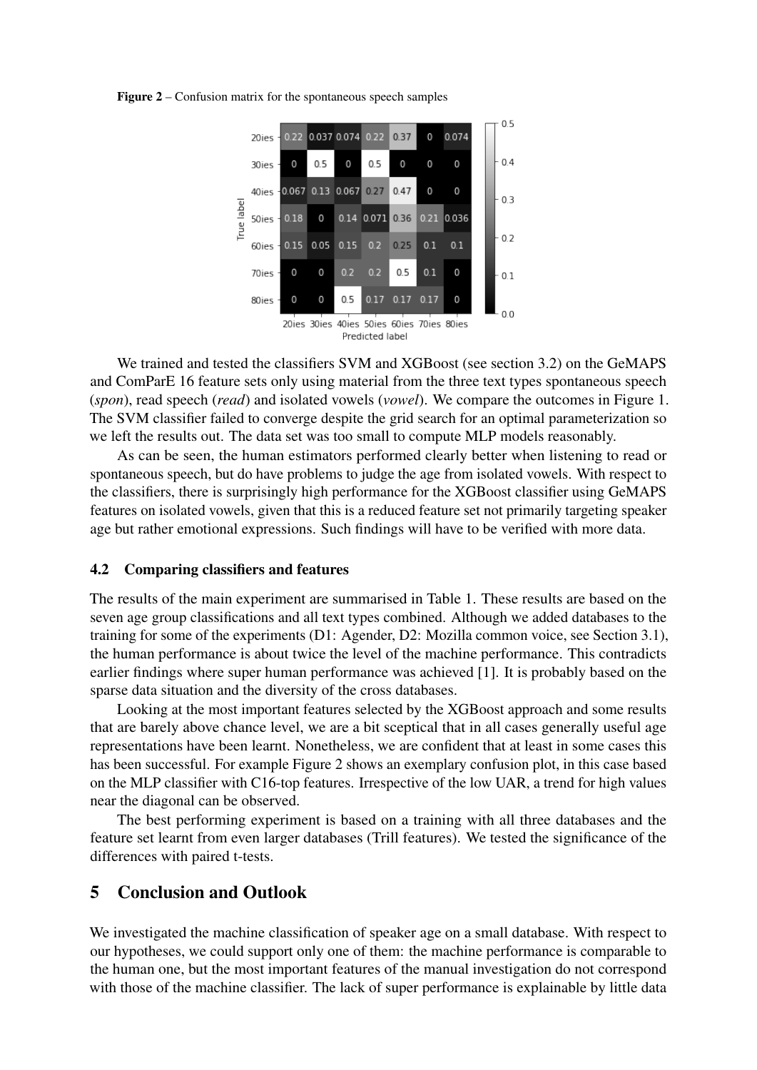**Figure 2** – Confusion matrix for the spontaneous speech samples

| True label \ Predicted label | 20ies | 30ies | 40ies | 50ies | 60ies | 70ies | 80ies |
|---|---|---|---|---|---|---|---|
| 20ies | 0.22 | 0.037 | 0.074 | 0.22 | 0.37 | 0 | 0.074 |
| 30ies | 0 | 0.5 | 0 | 0.5 | 0 | 0 | 0 |
| 40ies | 0.067 | 0.13 | 0.067 | 0.27 | 0.47 | 0 | 0 |
| 50ies | 0.18 | 0 | 0.14 | 0.071 | 0.36 | 0.21 | 0.036 |
| 60ies | 0.15 | 0.05 | 0.15 | 0.2 | 0.25 | 0.1 | 0.1 |
| 70ies | 0 | 0 | 0.2 | 0.2 | 0.5 | 0.1 | 0 |
| 80ies | 0 | 0 | 0.5 | 0.17 | 0.17 | 0.17 | 0 |

We trained and tested the classifiers SVM and XGBoost (see section 3.2) on the GeMAPS and ComParE 16 feature sets only using material from the three text types spontaneous speech (*spon*), read speech (*read*) and isolated vowels (*vowel*). We compare the outcomes in Figure 1. The SVM classifier failed to converge despite the grid search for an optimal parameterization so we left the results out. The data set was too small to compute MLP models reasonably.

As can be seen, the human estimators performed clearly better when listening to read or spontaneous speech, but do have problems to judge the age from isolated vowels. With respect to the classifiers, there is surprisingly high performance for the XGBoost classifier using GeMAPS features on isolated vowels, given that this is a reduced feature set not primarily targeting speaker age but rather emotional expressions. Such findings will have to be verified with more data.

### 4.2 Comparing classifiers and features

The results of the main experiment are summarised in Table 1. These results are based on the seven age group classifications and all text types combined. Although we added databases to the training for some of the experiments (D1: Agender, D2: Mozilla common voice, see Section 3.1), the human performance is about twice the level of the machine performance. This contradicts earlier findings where super human performance was achieved [1]. It is probably based on the sparse data situation and the diversity of the cross databases.

Looking at the most important features selected by the XGBoost approach and some results that are barely above chance level, we are a bit sceptical that in all cases generally useful age representations have been learnt. Nonetheless, we are confident that at least in some cases this has been successful. For example Figure 2 shows an exemplary confusion plot, in this case based on the MLP classifier with C16-top features. Irrespective of the low UAR, a trend for high values near the diagonal can be observed.

The best performing experiment is based on a training with all three databases and the feature set learnt from even larger databases (Trill features). We tested the significance of the differences with paired t-tests.

## 5 Conclusion and Outlook

We investigated the machine classification of speaker age on a small database. With respect to our hypotheses, we could support only one of them: the machine performance is comparable to the human one, but the most important features of the manual investigation do not correspond with those of the machine classifier. The lack of super performance is explainable by little data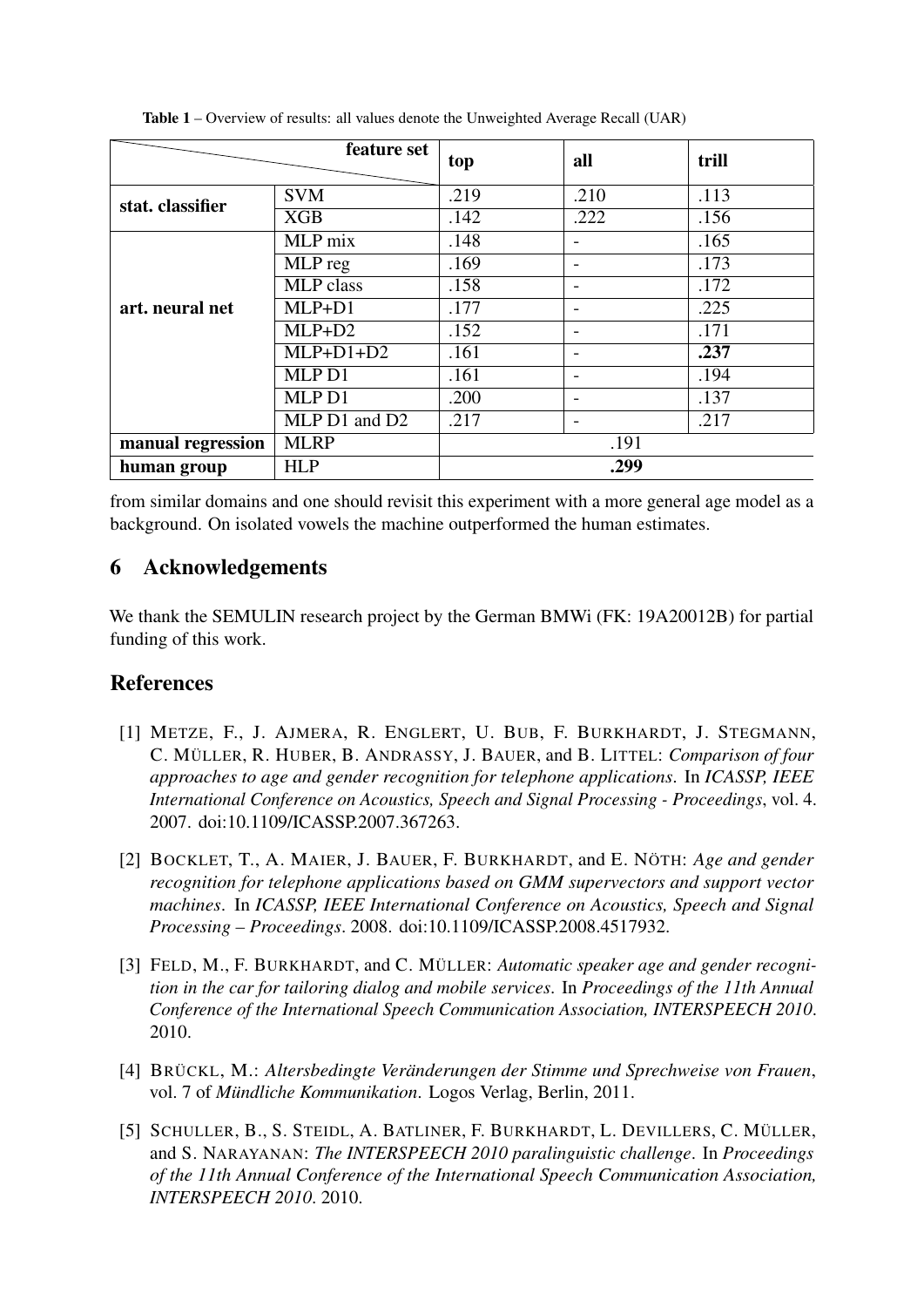**Table 1** – Overview of results: all values denote the Unweighted Average Recall (UAR)

| | feature set | top | all | trill |
|---|---|---|---|---|
| **stat. classifier** | SVM | .219 | .210 | .113 |
| | XGB | .142 | .222 | .156 |
| **art. neural net** | MLP mix | .148 | - | .165 |
| | MLP reg | .169 | - | .173 |
| | MLP class | .158 | - | .172 |
| | MLP+D1 | .177 | - | .225 |
| | MLP+D2 | .152 | - | .171 |
| | MLP+D1+D2 | .161 | - | **.237** |
| | MLP D1 | .161 | - | .194 |
| | MLP D1 | .200 | - | .137 |
| | MLP D1 and D2 | .217 | - | .217 |
| **manual regression** | MLRP | .191 | | |
| **human group** | HLP | **.299** | | |

from similar domains and one should revisit this experiment with a more general age model as a background. On isolated vowels the machine outperformed the human estimates.

## 6 Acknowledgements

We thank the SEMULIN research project by the German BMWi (FK: 19A20012B) for partial funding of this work.

## References

[1] METZE, F., J. AJMERA, R. ENGLERT, U. BUB, F. BURKHARDT, J. STEGMANN, C. MÜLLER, R. HUBER, B. ANDRASSY, J. BAUER, and B. LITTEL: *Comparison of four approaches to age and gender recognition for telephone applications*. In *ICASSP, IEEE International Conference on Acoustics, Speech and Signal Processing - Proceedings*, vol. 4. 2007. doi:10.1109/ICASSP.2007.367263.

[2] BOCKLET, T., A. MAIER, J. BAUER, F. BURKHARDT, and E. NÖTH: *Age and gender recognition for telephone applications based on GMM supervectors and support vector machines*. In *ICASSP, IEEE International Conference on Acoustics, Speech and Signal Processing – Proceedings*. 2008. doi:10.1109/ICASSP.2008.4517932.

[3] FELD, M., F. BURKHARDT, and C. MÜLLER: *Automatic speaker age and gender recognition in the car for tailoring dialog and mobile services*. In *Proceedings of the 11th Annual Conference of the International Speech Communication Association, INTERSPEECH 2010*. 2010.

[4] BRÜCKL, M.: *Altersbedingte Veränderungen der Stimme und Sprechweise von Frauen*, vol. 7 of *Mündliche Kommunikation*. Logos Verlag, Berlin, 2011.

[5] SCHULLER, B., S. STEIDL, A. BATLINER, F. BURKHARDT, L. DEVILLERS, C. MÜLLER, and S. NARAYANAN: *The INTERSPEECH 2010 paralinguistic challenge*. In *Proceedings of the 11th Annual Conference of the International Speech Communication Association, INTERSPEECH 2010*. 2010.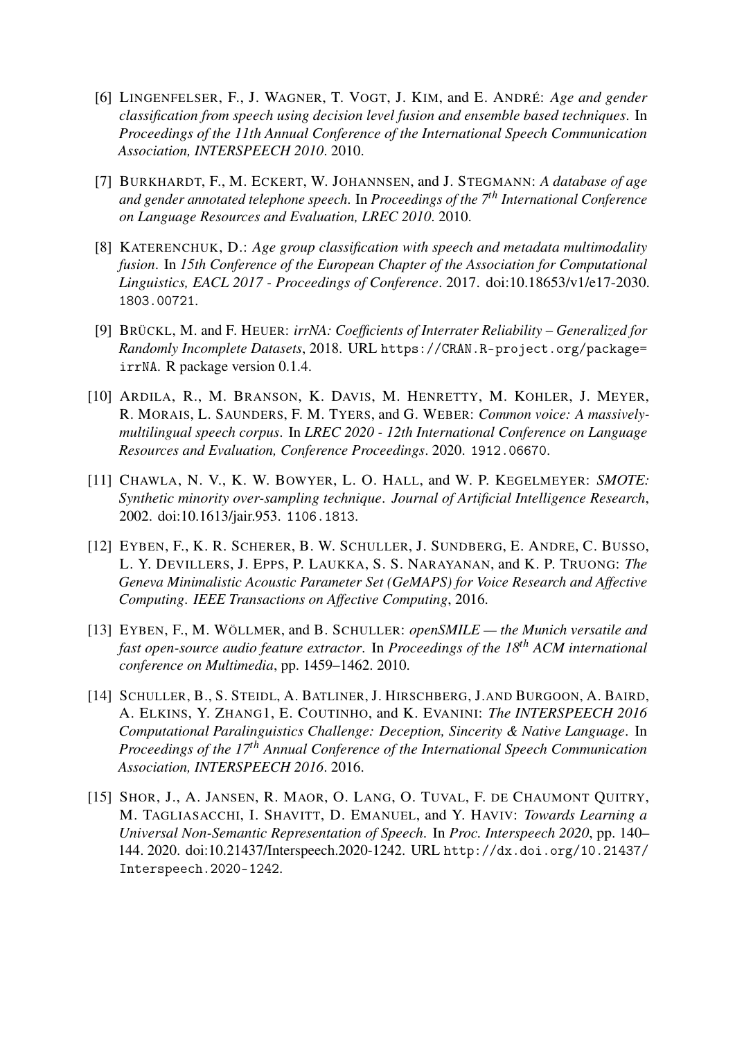[6] LINGENFELSER, F., J. WAGNER, T. VOGT, J. KIM, and E. ANDRÉ: *Age and gender classification from speech using decision level fusion and ensemble based techniques*. In *Proceedings of the 11th Annual Conference of the International Speech Communication Association, INTERSPEECH 2010*. 2010.

[7] BURKHARDT, F., M. ECKERT, W. JOHANNSEN, and J. STEGMANN: *A database of age and gender annotated telephone speech*. In *Proceedings of the 7$^{th}$ International Conference on Language Resources and Evaluation, LREC 2010*. 2010.

[8] KATERENCHUK, D.: *Age group classification with speech and metadata multimodality fusion*. In *15th Conference of the European Chapter of the Association for Computational Linguistics, EACL 2017 - Proceedings of Conference*. 2017. doi:10.18653/v1/e17-2030. 1803.00721.

[9] BRÜCKL, M. and F. HEUER: *irrNA: Coefficients of Interrater Reliability – Generalized for Randomly Incomplete Datasets*, 2018. URL https://CRAN.R-project.org/package=irrNA. R package version 0.1.4.

[10] ARDILA, R., M. BRANSON, K. DAVIS, M. HENRETTY, M. KOHLER, J. MEYER, R. MORAIS, L. SAUNDERS, F. M. TYERS, and G. WEBER: *Common voice: A massively-multilingual speech corpus*. In *LREC 2020 - 12th International Conference on Language Resources and Evaluation, Conference Proceedings*. 2020. 1912.06670.

[11] CHAWLA, N. V., K. W. BOWYER, L. O. HALL, and W. P. KEGELMEYER: *SMOTE: Synthetic minority over-sampling technique*. *Journal of Artificial Intelligence Research*, 2002. doi:10.1613/jair.953. 1106.1813.

[12] EYBEN, F., K. R. SCHERER, B. W. SCHULLER, J. SUNDBERG, E. ANDRE, C. BUSSO, L. Y. DEVILLERS, J. EPPS, P. LAUKKA, S. S. NARAYANAN, and K. P. TRUONG: *The Geneva Minimalistic Acoustic Parameter Set (GeMAPS) for Voice Research and Affective Computing*. *IEEE Transactions on Affective Computing*, 2016.

[13] EYBEN, F., M. WÖLLMER, and B. SCHULLER: *openSMILE — the Munich versatile and fast open-source audio feature extractor*. In *Proceedings of the 18$^{th}$ ACM international conference on Multimedia*, pp. 1459–1462. 2010.

[14] SCHULLER, B., S. STEIDL, A. BATLINER, J. HIRSCHBERG, J.AND BURGOON, A. BAIRD, A. ELKINS, Y. ZHANG1, E. COUTINHO, and K. EVANINI: *The INTERSPEECH 2016 Computational Paralinguistics Challenge: Deception, Sincerity & Native Language*. In *Proceedings of the 17$^{th}$ Annual Conference of the International Speech Communication Association, INTERSPEECH 2016*. 2016.

[15] SHOR, J., A. JANSEN, R. MAOR, O. LANG, O. TUVAL, F. DE CHAUMONT QUITRY, M. TAGLIASACCHI, I. SHAVITT, D. EMANUEL, and Y. HAVIV: *Towards Learning a Universal Non-Semantic Representation of Speech*. In *Proc. Interspeech 2020*, pp. 140–144. 2020. doi:10.21437/Interspeech.2020-1242. URL http://dx.doi.org/10.21437/Interspeech.2020-1242.